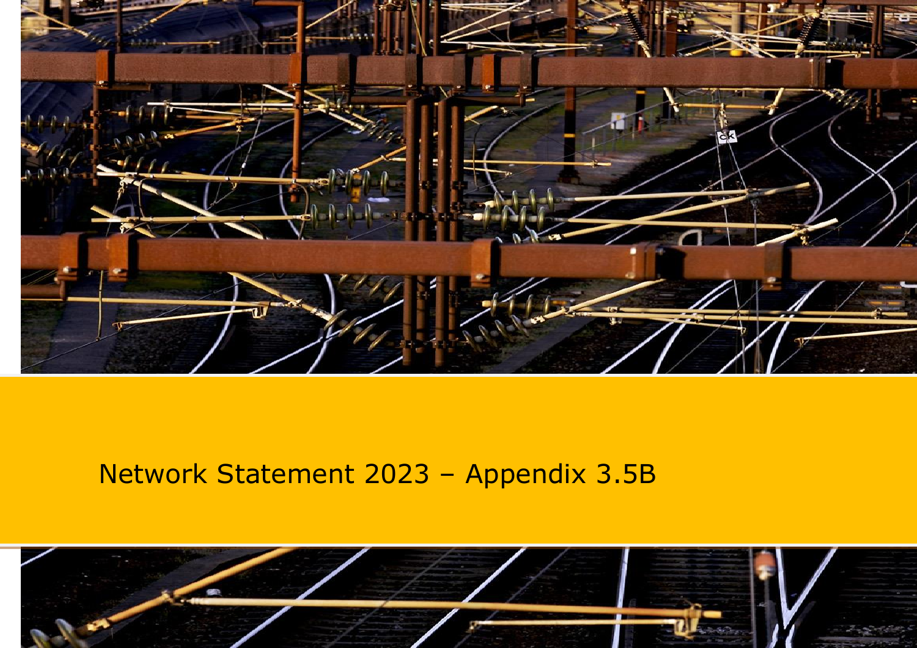# Network Statement 2023 – Appendix 3.5B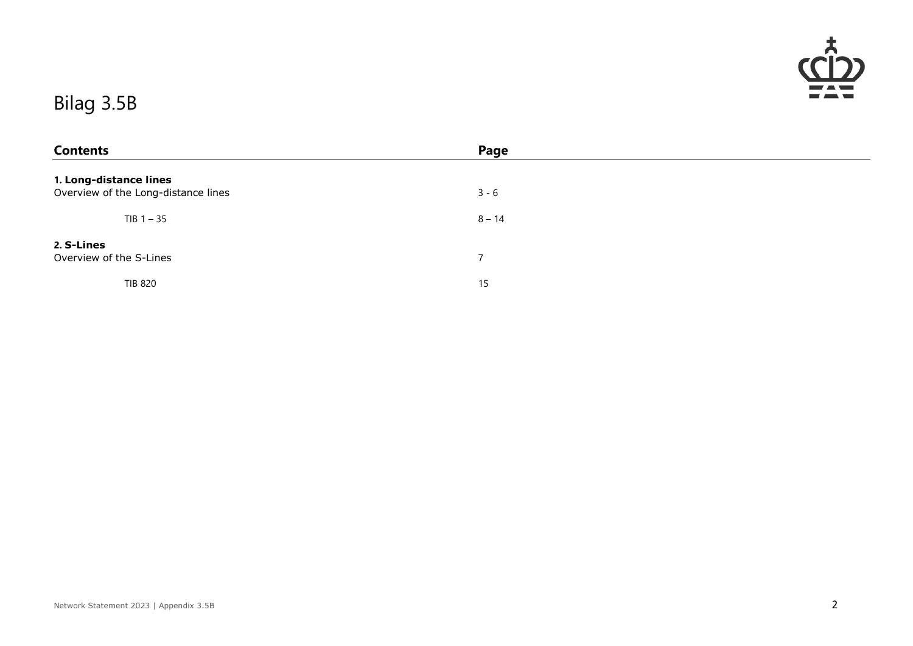# Bilag 3.5B

| Contents | Page |
| --- | --- |
| **1. Long-distance lines** | |
| Overview of the Long-distance lines | 3 - 6 |
| TIB 1 – 35 | 8 – 14 |
| **2. S-Lines** | |
| Overview of the S-Lines | 7 |
| TIB 820 | 15 |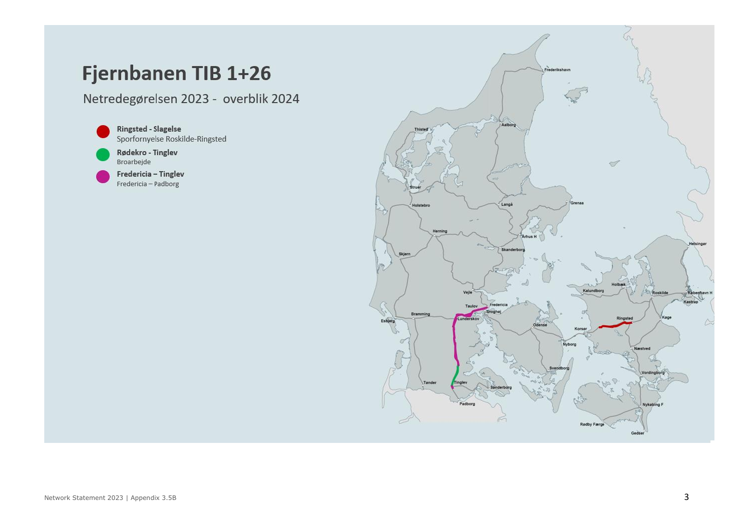# Fjernbanen TIB 1+26

Netredegørelsen 2023 - overblik 2024

- **Ringsted - Slagelse**
  Sporfornyelse Roskilde-Ringsted
- **Rødekro - Tinglev**
  Broarbejde
- **Fredericia – Tinglev**
  Fredericia – Padborg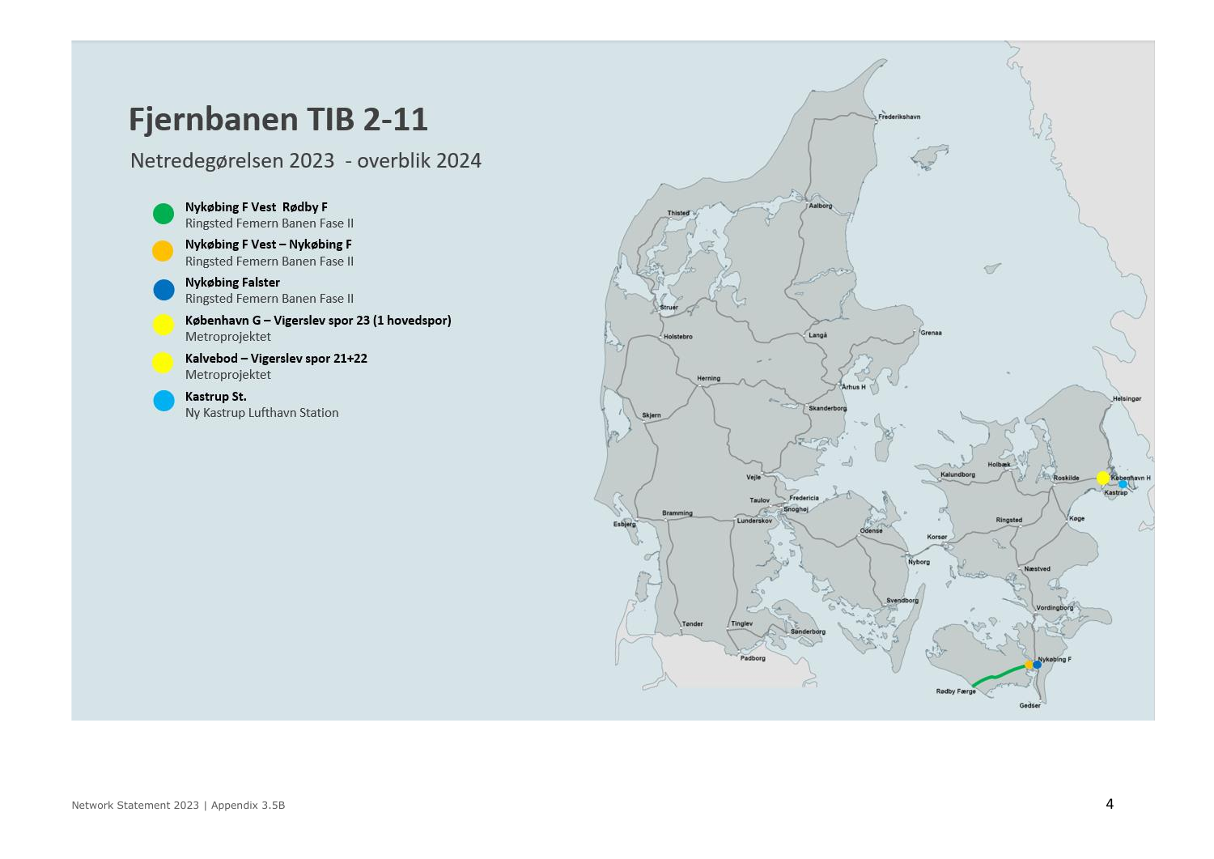# Fjernbanen TIB 2-11

## Netredegørelsen 2023 - overblik 2024

- **Nykøbing F Vest Rødby F**
  Ringsted Femern Banen Fase II
- **Nykøbing F Vest – Nykøbing F**
  Ringsted Femern Banen Fase II
- **Nykøbing Falster**
  Ringsted Femern Banen Fase II
- **København G – Vigerslev spor 23 (1 hovedspor)**
  Metroprojektet
- **Kalvebod – Vigerslev spor 21+22**
  Metroprojektet
- **Kastrup St.**
  Ny Kastrup Lufthavn Station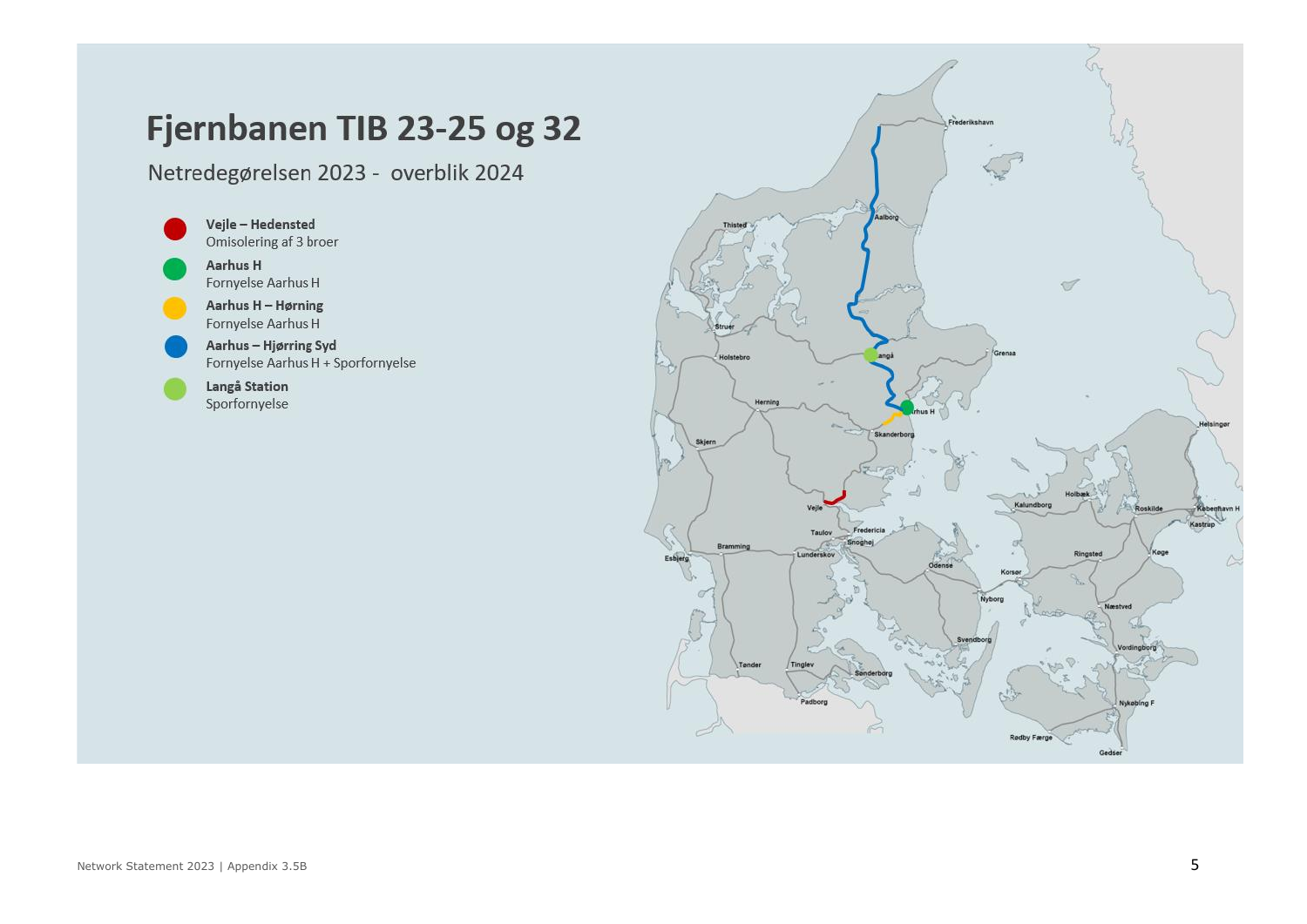# Fjernbanen TIB 23-25 og 32

Netredegørelsen 2023 - overblik 2024

- **Vejle – Hedensted**
  Omisolering af 3 broer
- **Aarhus H**
  Fornyelse Aarhus H
- **Aarhus H – Hørning**
  Fornyelse Aarhus H
- **Aarhus – Hjørring Syd**
  Fornyelse Aarhus H + Sporfornyelse
- **Langå Station**
  Sporfornyelse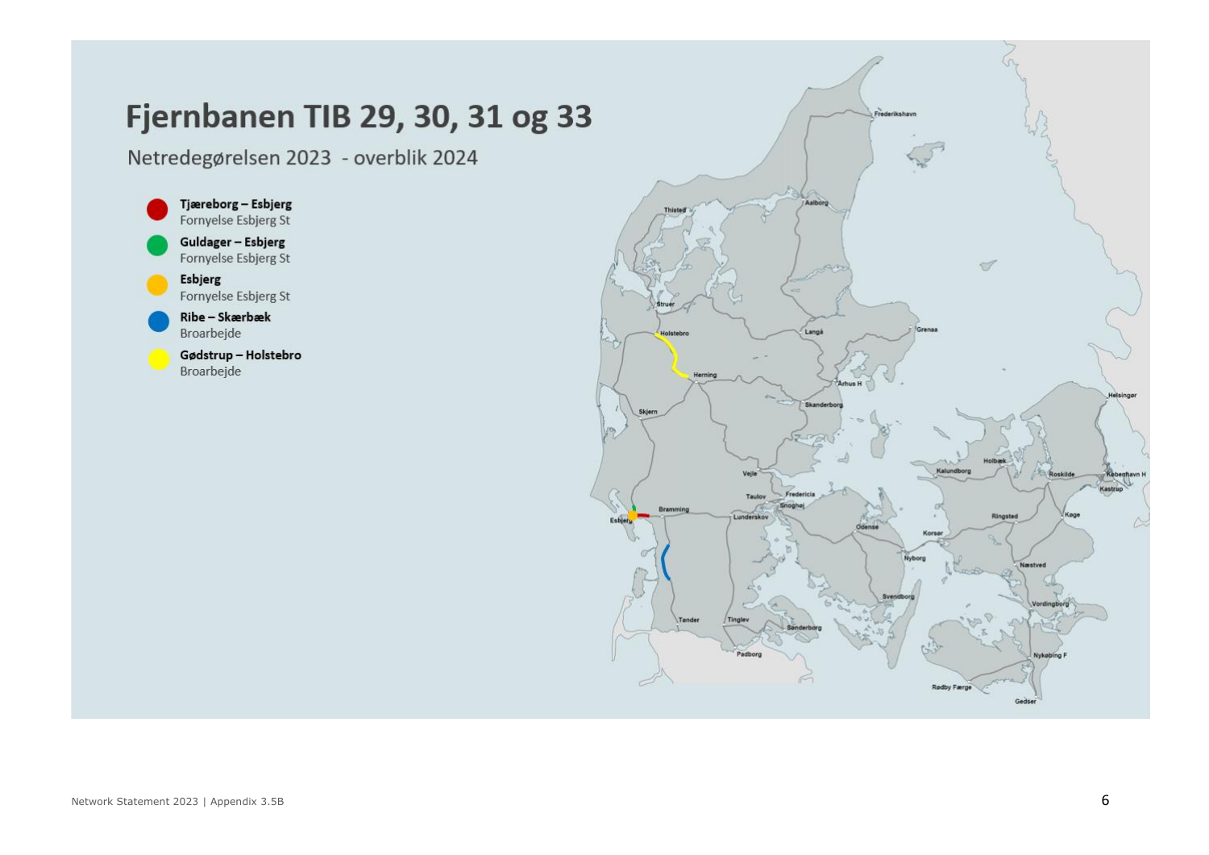# Fjernbanen TIB 29, 30, 31 og 33

Netredegørelsen 2023 - overblik 2024

- **Tjæreborg – Esbjerg**
  Fornyelse Esbjerg St
- **Guldager – Esbjerg**
  Fornyelse Esbjerg St
- **Esbjerg**
  Fornyelse Esbjerg St
- **Ribe – Skærbæk**
  Broarbejde
- **Gødstrup – Holstebro**
  Broarbejde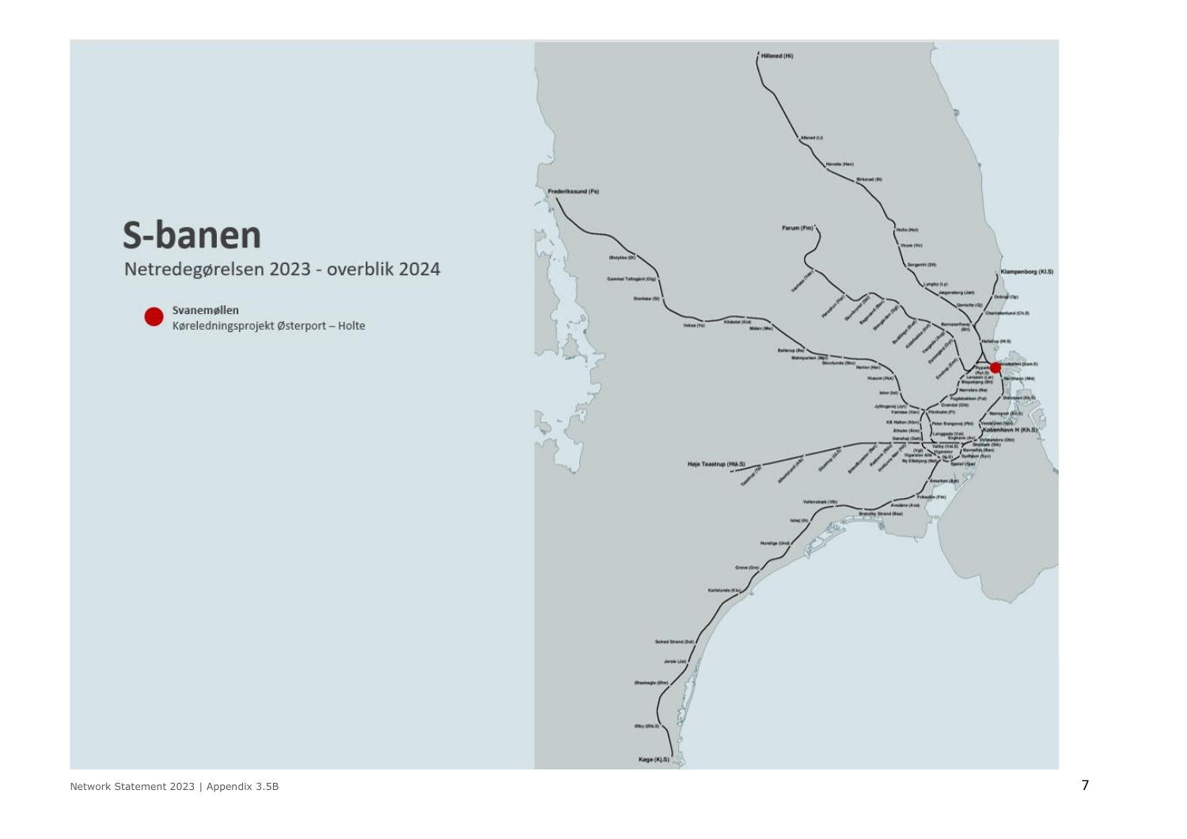# S-banen

## Netredegørelsen 2023 - overblik 2024

**Svanemøllen**
Køreledningsprojekt Østerport – Holte

Hillerød (Hi)
Allerød (Li)
Hørsholm (Hsm)
Birkerød (Bi)
Holte (Hot)
Virum (Vir)
Sorgenfri (Sft)
Lyngby (Ly)
Jægersborg (Jæt)
Gentofte (G)
Bernstorffsvej (Bfv)
Hellerup (Hl.S)
Klampenborg (Kl.S)
Ordrup (Op)
Charlottenlund (Ch.S)
Svanemøllen (Sam.S)
Nordhavn (Nh)
Østerport (Kh.Ø)
Nørreport (Kh.S)
Vesterport (Vpt)
København H (Kh.S)
Frederikssund (Fs)
Ølstykke (Øl)
Gammel Toftegård (Gtg)
Stenløse (St)
Veksø (Vs)
Kildedal (Kid)
Måløv (Mlv)
Ballerup (Bo)
Malmparken (Mp)
Skovlunde (Sko)
Herlev (Hev)
Husum (Hus)
Islev (Isl)
Farum (Fm)
Værløse (Vlø)
Hareskov (Hrs)
Skovbrynet (Skt)
Bagsværd (Bav)
Stengården (Sg)
Buddinge (Bud)
Kildebakke (Kkb)
Vangede (Avd)
Dyssegård (Dy)
Emdrup (Emt)
Ryparken (Ryt.S)
Lersøparken (Lsr)
Bispebjerg (Bh)
Nørrebro (Nø)
Fuglebakken (Fuk)
Grøndal (Gnt)
Jyllingevej (Jyt)
Vanløse (Van)
Flintholm (Fl)
KB Hallen (Kbn)
Peter Bangs Vej (Pbt)
Ålholm (Alm)
Langgade (Val)
Danshøj (Dah)
Enghave (Av)
Dybbølsbro (Dbt)
Valby (Val.S)
Vigerslev Allé (Vg)
Ny Ellebjerg (Nel)
Sydhavn (Syv)
Sjælør (Sjø)
Carlsberg (Skb)
Høje Taastrup (Htå.S)
Taastrup (Tå)
Albertslund (Ahl)
Glostrup (Gl.S)
Brøndbyøster (Bøt)
Rødovre (Rdt)
Hvidovre (Hvt)
Åmarken (Åm)
Friheden (Frh)
Avedøre (Ave)
Brøndby Strand (Bsa)
Vallensbæk (Vlb)
Ishøj (Ih)
Hundige (Uhd)
Greve (Gre)
Karlslunde (Klu)
Solrød Strand (Sst)
Jersie (Jst)
Ølsemagle (Øms)
Ølby (Øb.S)
Køge (Kj.S)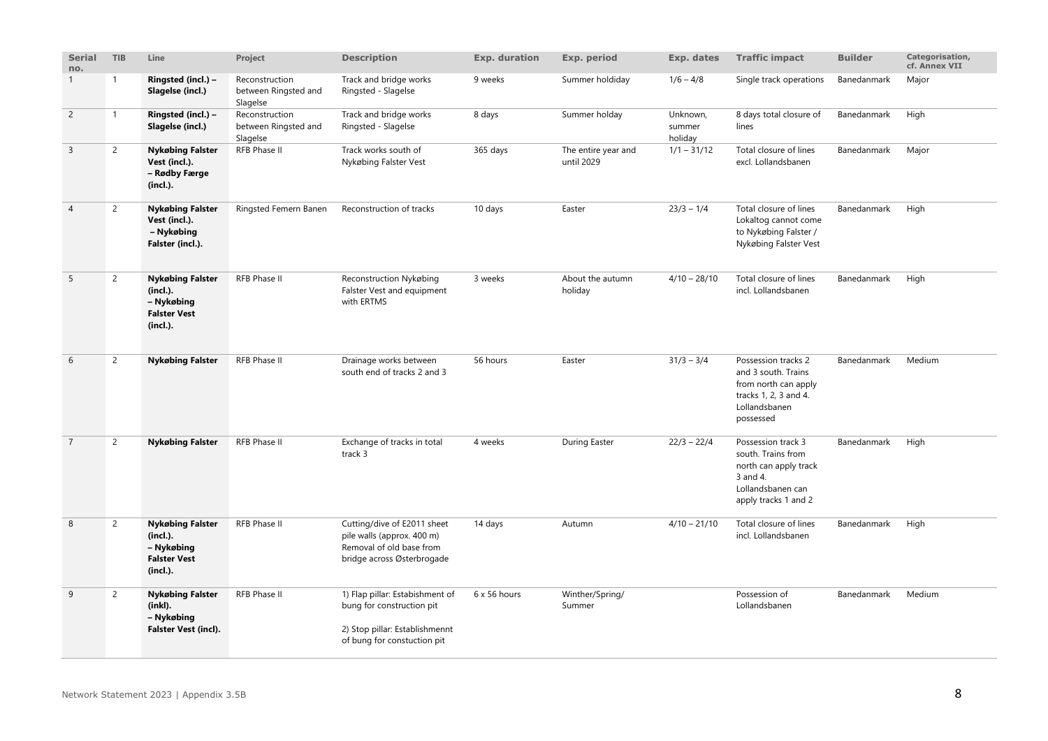| Serial no. | TIB | Line | Project | Description | Exp. duration | Exp. period | Exp. dates | Traffic impact | Builder | Categorisation, cf. Annex VII |
|---|---|---|---|---|---|---|---|---|---|---|
| 1 | 1 | **Ringsted (incl.) – Slagelse (incl.)** | Reconstruction between Ringsted and Slagelse | Track and bridge works Ringsted - Slagelse | 9 weeks | Summer holdiday | 1/6 – 4/8 | Single track operations | Banedanmark | Major |
| 2 | 1 | **Ringsted (incl.) – Slagelse (incl.)** | Reconstruction between Ringsted and Slagelse | Track and bridge works Ringsted - Slagelse | 8 days | Summer holday | Unknown, summer holiday | 8 days total closure of lines | Banedanmark | High |
| 3 | 2 | **Nykøbing Falster Vest (incl.). – Rødby Færge (incl.).** | RFB Phase II | Track works south of Nykøbing Falster Vest | 365 days | The entire year and until 2029 | 1/1 – 31/12 | Total closure of lines excl. Lollandsbanen | Banedanmark | Major |
| 4 | 2 | **Nykøbing Falster Vest (incl.). – Nykøbing Falster (incl.).** | Ringsted Femern Banen | Reconstruction of tracks | 10 days | Easter | 23/3 – 1/4 | Total closure of lines Lokaltog cannot come to Nykøbing Falster / Nykøbing Falster Vest | Banedanmark | High |
| 5 | 2 | **Nykøbing Falster (incl.). – Nykøbing Falster Vest (incl.).** | RFB Phase II | Reconstruction Nykøbing Falster Vest and equipment with ERTMS | 3 weeks | About the autumn holiday | 4/10 – 28/10 | Total closure of lines incl. Lollandsbanen | Banedanmark | High |
| 6 | 2 | **Nykøbing Falster** | RFB Phase II | Drainage works between south end of tracks 2 and 3 | 56 hours | Easter | 31/3 – 3/4 | Possession tracks 2 and 3 south. Trains from north can apply tracks 1, 2, 3 and 4. Lollandsbanen possessed | Banedanmark | Medium |
| 7 | 2 | **Nykøbing Falster** | RFB Phase II | Exchange of tracks in total track 3 | 4 weeks | During Easter | 22/3 – 22/4 | Possession track 3 south. Trains from north can apply track 3 and 4. Lollandsbanen can apply tracks 1 and 2 | Banedanmark | High |
| 8 | 2 | **Nykøbing Falster (incl.). – Nykøbing Falster Vest (incl.).** | RFB Phase II | Cutting/dive of E2011 sheet pile walls (approx. 400 m) Removal of old base from bridge across Østerbrogade | 14 days | Autumn | 4/10 – 21/10 | Total closure of lines incl. Lollandsbanen | Banedanmark | High |
| 9 | 2 | **Nykøbing Falster (inkl). – Nykøbing Falster Vest (incl).** | RFB Phase II | 1) Flap pillar: Estabishment of bung for construction pit<br>2) Stop pillar: Establishmennt of bung for constuction pit | 6 x 56 hours | Winther/Spring/ Summer | | Possession of Lollandsbanen | Banedanmark | Medium |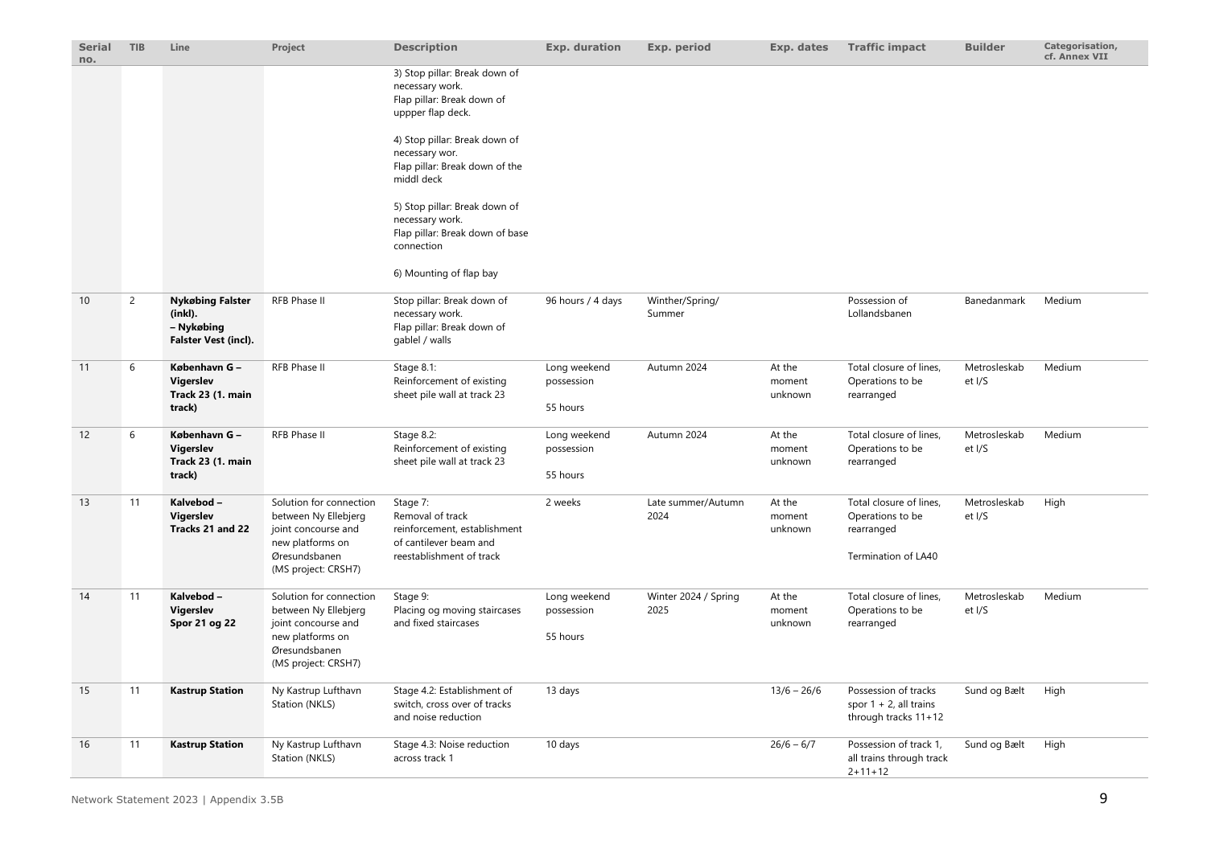| Serial no. | TIB | Line | Project | Description | Exp. duration | Exp. period | Exp. dates | Traffic impact | Builder | Categorisation, cf. Annex VII |
|---|---|---|---|---|---|---|---|---|---|---|
| | | | | 3) Stop pillar: Break down of necessary work. Flap pillar: Break down of uppper flap deck.<br><br>4) Stop pillar: Break down of necessary wor. Flap pillar: Break down of the middl deck<br><br>5) Stop pillar: Break down of necessary work. Flap pillar: Break down of base connection<br><br>6) Mounting of flap bay | | | | | | |
| 10 | 2 | **Nykøbing Falster (inkl). – Nykøbing Falster Vest (incl).** | RFB Phase II | Stop pillar: Break down of necessary work. Flap pillar: Break down of gablel / walls | 96 hours / 4 days | Winther/Spring/ Summer | | Possession of Lollandsbanen | Banedanmark | Medium |
| 11 | 6 | **København G – Vigerslev Track 23 (1. main track)** | RFB Phase II | Stage 8.1: Reinforcement of existing sheet pile wall at track 23 | Long weekend possession<br><br>55 hours | Autumn 2024 | At the moment unknown | Total closure of lines, Operations to be rearranged | Metrosleskab et I/S | Medium |
| 12 | 6 | **København G – Vigerslev Track 23 (1. main track)** | RFB Phase II | Stage 8.2: Reinforcement of existing sheet pile wall at track 23 | Long weekend possession<br><br>55 hours | Autumn 2024 | At the moment unknown | Total closure of lines, Operations to be rearranged | Metrosleskab et I/S | Medium |
| 13 | 11 | **Kalvebod – Vigerslev Tracks 21 and 22** | Solution for connection between Ny Ellebjerg joint concourse and new platforms on Øresundsbanen (MS project: CRSH7) | Stage 7: Removal of track reinforcement, establishment of cantilever beam and reestablishment of track | 2 weeks | Late summer/Autumn 2024 | At the moment unknown | Total closure of lines, Operations to be rearranged<br><br>Termination of LA40 | Metrosleskab et I/S | High |
| 14 | 11 | **Kalvebod – Vigerslev Spor 21 og 22** | Solution for connection between Ny Ellebjerg joint concourse and new platforms on Øresundsbanen (MS project: CRSH7) | Stage 9: Placing og moving staircases and fixed staircases | Long weekend possession<br><br>55 hours | Winter 2024 / Spring 2025 | At the moment unknown | Total closure of lines, Operations to be rearranged | Metrosleskab et I/S | Medium |
| 15 | 11 | **Kastrup Station** | Ny Kastrup Lufthavn Station (NKLS) | Stage 4.2: Establishment of switch, cross over of tracks and noise reduction | 13 days | | 13/6 – 26/6 | Possession of tracks spor 1 + 2, all trains through tracks 11+12 | Sund og Bælt | High |
| 16 | 11 | **Kastrup Station** | Ny Kastrup Lufthavn Station (NKLS) | Stage 4.3: Noise reduction across track 1 | 10 days | | 26/6 – 6/7 | Possession of track 1, all trains through track 2+11+12 | Sund og Bælt | High |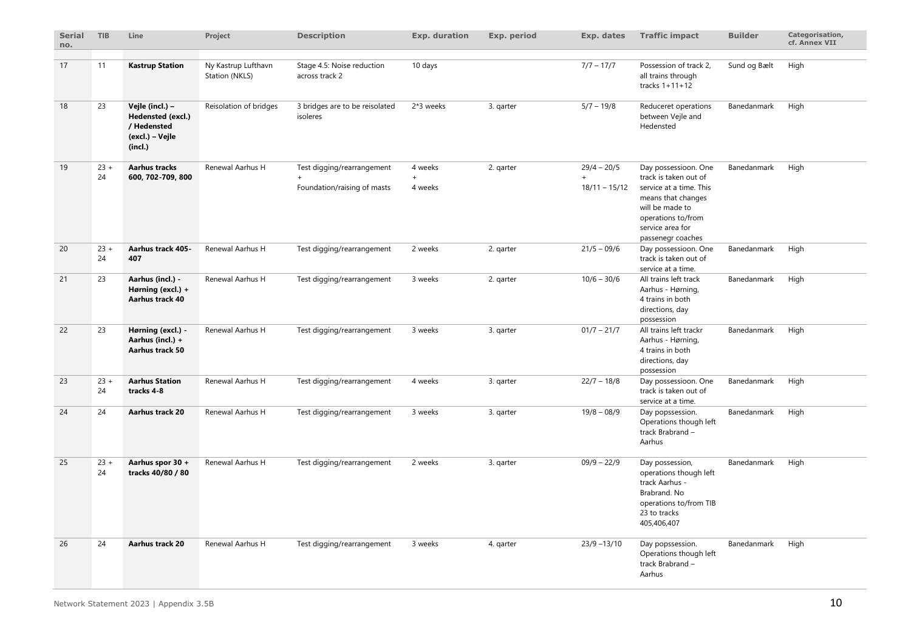| Serial no. | TIB | Line | Project | Description | Exp. duration | Exp. period | Exp. dates | Traffic impact | Builder | Categorisation, cf. Annex VII |
|---|---|---|---|---|---|---|---|---|---|---|
| 17 | 11 | **Kastrup Station** | Ny Kastrup Lufthavn Station (NKLS) | Stage 4.5: Noise reduction across track 2 | 10 days | | 7/7 – 17/7 | Possession of track 2, all trains through tracks 1+11+12 | Sund og Bælt | High |
| 18 | 23 | **Vejle (incl.) – Hedensted (excl.) / Hedensted (excl.) – Vejle (incl.)** | Reisolation of bridges | 3 bridges are to be reisolated isoleres | 2*3 weeks | 3. qarter | 5/7 – 19/8 | Reduceret operations between Vejle and Hedensted | Banedanmark | High |
| 19 | 23 + 24 | **Aarhus tracks 600, 702-709, 800** | Renewal Aarhus H | Test digging/rearrangement + Foundation/raising of masts | 4 weeks + 4 weeks | 2. qarter | 29/4 – 20/5 + 18/11 – 15/12 | Day possessioon. One track is taken out of service at a time. This means that changes will be made to operations to/from service area for passenegr coaches | Banedanmark | High |
| 20 | 23 + 24 | **Aarhus track 405-407** | Renewal Aarhus H | Test digging/rearrangement | 2 weeks | 2. qarter | 21/5 – 09/6 | Day possessioon. One track is taken out of service at a time. | Banedanmark | High |
| 21 | 23 | **Aarhus (incl.) - Hørning (excl.) + Aarhus track 40** | Renewal Aarhus H | Test digging/rearrangement | 3 weeks | 2. qarter | 10/6 – 30/6 | All trains left track Aarhus - Hørning, 4 trains in both directions, day possession | Banedanmark | High |
| 22 | 23 | **Hørning (excl.) - Aarhus (incl.) + Aarhus track 50** | Renewal Aarhus H | Test digging/rearrangement | 3 weeks | 3. qarter | 01/7 – 21/7 | All trains left trackr Aarhus - Hørning, 4 trains in both directions, day possession | Banedanmark | High |
| 23 | 23 + 24 | **Aarhus Station tracks 4-8** | Renewal Aarhus H | Test digging/rearrangement | 4 weeks | 3. qarter | 22/7 – 18/8 | Day possessioon. One track is taken out of service at a time. | Banedanmark | High |
| 24 | 24 | **Aarhus track 20** | Renewal Aarhus H | Test digging/rearrangement | 3 weeks | 3. qarter | 19/8 – 08/9 | Day popssession. Operations though left track Brabrand – Aarhus | Banedanmark | High |
| 25 | 23 + 24 | **Aarhus spor 30 + tracks 40/80 / 80** | Renewal Aarhus H | Test digging/rearrangement | 2 weeks | 3. qarter | 09/9 – 22/9 | Day possession, operations though left track Aarhus - Brabrand. No operations to/from TIB 23 to tracks 405,406,407 | Banedanmark | High |
| 26 | 24 | **Aarhus track 20** | Renewal Aarhus H | Test digging/rearrangement | 3 weeks | 4. qarter | 23/9 –13/10 | Day popssession. Operations though left track Brabrand – Aarhus | Banedanmark | High |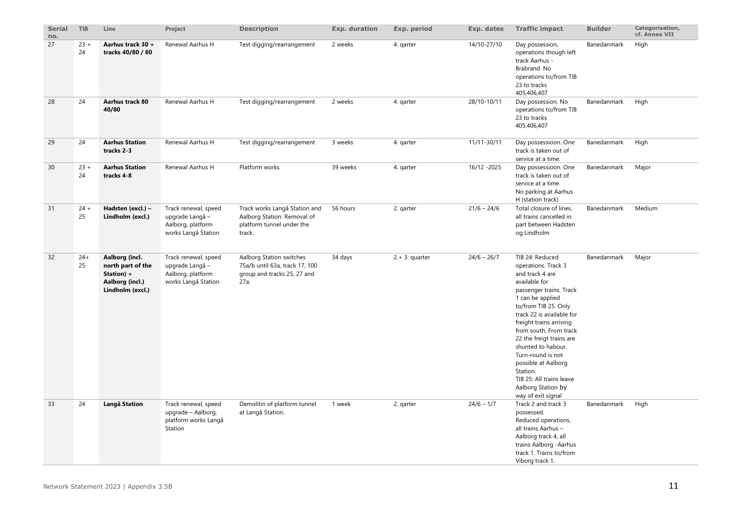| Serial no. | TIB | Line | Project | Description | Exp. duration | Exp. period | Exp. dates | Traffic impact | Builder | Categorisation, cf. Annex VII |
|---|---|---|---|---|---|---|---|---|---|---|
| 27 | 23 + 24 | **Aarhus track 30 + tracks 40/80 / 80** | Renewal Aarhus H | Test digging/rearrangement | 2 weeks | 4. qarter | 14/10-27/10 | Day possession, operations though left track Aarhus - Brabrand. No operations to/from TIB 23 to tracks 405,406,407 | Banedanmark | High |
| 28 | 24 | **Aarhus track 80 40/80** | Renewal Aarhus H | Test digging/rearrangement | 2 weeks | 4. qarter | 28/10-10/11 | Day possession. No operations to/from TIB 23 to tracks 405,406,407 | Banedanmark | High |
| 29 | 24 | **Aarhus Station tracks 2-3** | Renewal Aarhus H | Test digging/rearrangement | 3 weeks | 4. qarter | 11/11-30/11 | Day possessioon. One track is taken out of service at a time. | Banedanmark | High |
| 30 | 23 + 24 | **Aarhus Station tracks 4-8** | Renewal Aarhus H | Platform works | 39 weeks | 4. qarter | 16/12 -2025 | Day possessioon. One track is taken out of service at a time. No parking at Aarhus H (station track) | Banedanmark | Major |
| 31 | 24 + 25 | **Hadsten (excl.) – Lindholm (excl.)** | Track renewal, speed upgrade Langå – Aalborg, platform works Langå Station | Track works Langå Station and Aalborg Station. Removal of platform tunnel under the track. | 56 hours | 2. qarter | 21/6 – 24/6 | Total closure of lines, all trains cancelled in part between Hadsten og Lindholm | Banedanmark | Medium |
| 32 | 24+ 25 | **Aalborg (incl. north part of the Station) + Aalborg (incl.) Lindholm (excl.)** | Track renewal, speed upgrade Langå – Aalborg, platform works Langå Station | Aalborg Station switches 75a/b until 63a, track 17, 100 group and tracks 25, 27 and 27a. | 34 days | 2.+ 3. quarter | 24/6 – 26/7 | TIB 24: Reduced operations. Track 3 and track 4 are available for passenger trains. Track 1 can be applied to/from TIB 25. Only track 22 is available for freight trains arriving from south. From track 22 the freigt trains are shunted to habour. Turn-round is not possible at Aalborg Station. TIB 25: All trains leave Aalborg Station by way of exit signal | Banedanmark | Major |
| 33 | 24 | **Langå Station** | Track renewal, speed upgrade – Aalborg, platform works Langå Station | Demolitin of platform tunnel at Langå Station. | 1 week | 2. qarter | 24/6 – 1/7 | Track 2 and track 3 possessed. Reduced operations, all trains Aarhus – Aalborg track 4, all trains Aalborg -Aarhus track 1. Trains to/from Viborg track 1. | Banedanmark | High |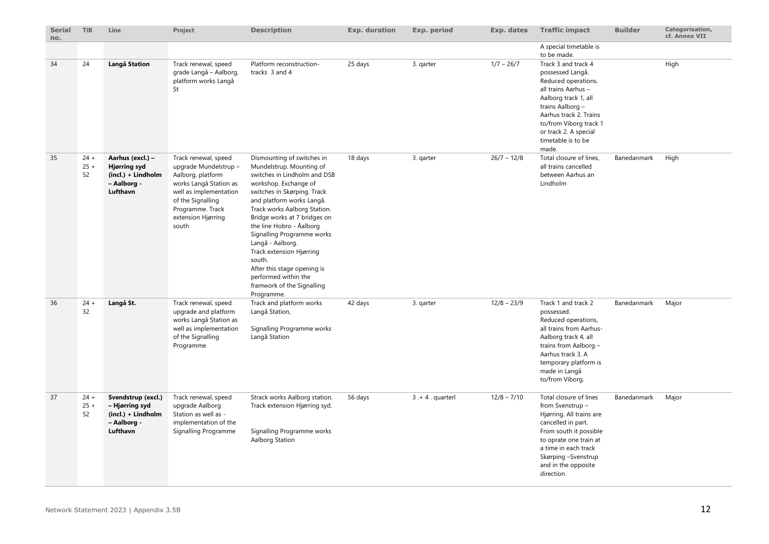| Serial no. | TIB | Line | Project | Description | Exp. duration | Exp. period | Exp. dates | Traffic impact | Builder | Categorisation, cf. Annex VII |
|---|---|---|---|---|---|---|---|---|---|---|
| | | | | | | | | A special timetable is to be made. | | |
| 34 | 24 | **Langå Station** | Track renewal, speed grade Langå – Aalborg, platform works Langå St | Platform reconstruction- tracks 3 and 4 | 25 days | 3. qarter | 1/7 – 26/7 | Track 3 and track 4 possessed Langå. Reduced operations. all trains Aarhus – Aalborg track 1, all trains Aalborg – Aarhus track 2. Trains to/from Viborg track 1 or track 2. A special timetable is to be made. | | High |
| 35 | 24 + 25 + 52 | **Aarhus (excl.) – Hjørring syd (incl.) + Lindholm – Aalborg - Lufthavn** | Track renewal, speed upgrade Mundelstrup – Aalborg, platform works Langå Station as well as implementation of the Signalling Programme. Track extension Hjørring south | Dismounting of switches in Mundelstrup. Mounting of switches in Lindholm and DSB workshop. Exchange of switches in Skørping. Track and platform works Langå. Track works Aalborg Station. Bridge works at 7 bridges on the line Hobro - Åalborg Signalling Programme works Langå - Aalborg. Track extension Hjørring south. After this stage opening is performed within the framwork of the Signalling Programme. | 18 days | 3. qarter | 26/7 – 12/8 | Total closure of lines, all trains cancelled between Aarhus an Lindholm | Banedanmark | High |
| 36 | 24 + 32 | **Langå St.** | Track renewal, speed upgrade and platform works Langå Station as well as implementation of the Signalling Programme | Track and platform works Langå Station,<br><br>Signalling Programme works Langå Station | 42 days | 3. qarter | 12/8 – 23/9 | Track 1 and track 2 possessed. Reduced operations, all trains from Aarhus-Aalborg track 4, all trains from Aalborg – Aarhus track 3. A temporary platform is made in Langå to/from Viborg. | Banedanmark | Major |
| 37 | 24 + 25 + 52 | **Svendstrup (excl.) – Hjørring syd (incl.) + Lindholm – Aalborg - Lufthavn** | Track renewal, speed upgrade Aalborg Station as well as - implementation of the Signalling Programme | Strack works Aalborg station. Track extension Hjørring syd.<br><br>Signalling Programme works Aalborg Station | 56 days | 3 .+ 4 . quarterl | 12/8 – 7/10 | Total closure of lines from Svenstrup – Hjørring. All trains are cancelled in part. From south it possible to oprate one train at a time in each track Skørping –Svenstrup and in the opposite direction. | Banedanmark | Major |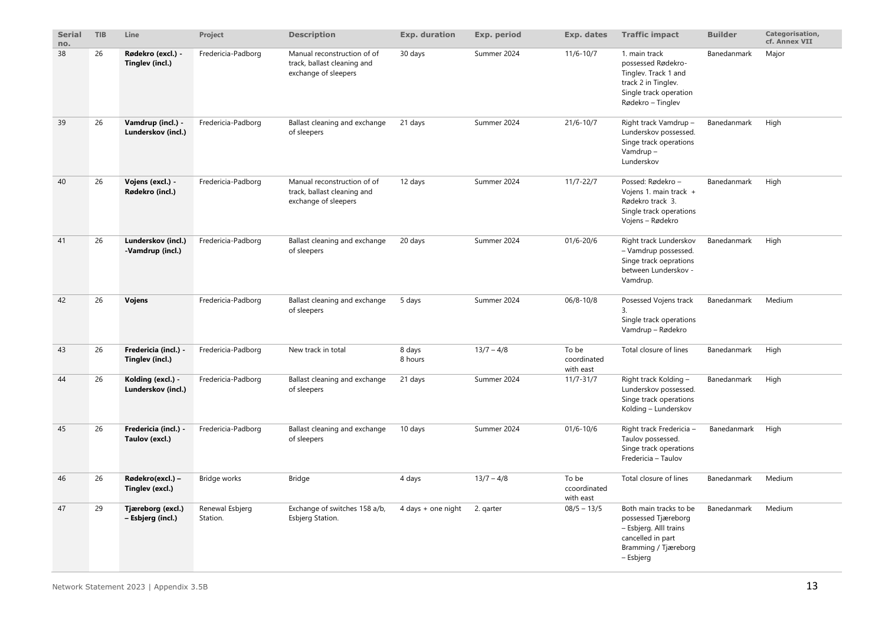| Serial no. | TIB | Line | Project | Description | Exp. duration | Exp. period | Exp. dates | Traffic impact | Builder | Categorisation, cf. Annex VII |
|---|---|---|---|---|---|---|---|---|---|---|
| 38 | 26 | **Rødekro (excl.) - Tinglev (incl.)** | Fredericia-Padborg | Manual reconstruction of of track, ballast cleaning and exchange of sleepers | 30 days | Summer 2024 | 11/6-10/7 | 1. main track possessed Rødekro-Tinglev. Track 1 and track 2 in Tinglev. Single track operation Rødekro – Tinglev | Banedanmark | Major |
| 39 | 26 | **Vamdrup (incl.) - Lunderskov (incl.)** | Fredericia-Padborg | Ballast cleaning and exchange of sleepers | 21 days | Summer 2024 | 21/6-10/7 | Right track Vamdrup – Lunderskov possessed. Singe track operations Vamdrup – Lunderskov | Banedanmark | High |
| 40 | 26 | **Vojens (excl.) - Rødekro (incl.)** | Fredericia-Padborg | Manual reconstruction of of track, ballast cleaning and exchange of sleepers | 12 days | Summer 2024 | 11/7-22/7 | Possed: Rødekro – Vojens 1. main track + Rødekro track 3. Single track operations Vojens – Rødekro | Banedanmark | High |
| 41 | 26 | **Lunderskov (incl.) -Vamdrup (incl.)** | Fredericia-Padborg | Ballast cleaning and exchange of sleepers | 20 days | Summer 2024 | 01/6-20/6 | Right track Lunderskov – Vamdrup possessed. Singe track oeprations between Lunderskov - Vamdrup. | Banedanmark | High |
| 42 | 26 | **Vojens** | Fredericia-Padborg | Ballast cleaning and exchange of sleepers | 5 days | Summer 2024 | 06/8-10/8 | Posessed Vojens track 3. Single track operations Vamdrup – Rødekro | Banedanmark | Medium |
| 43 | 26 | **Fredericia (incl.) - Tinglev (incl.)** | Fredericia-Padborg | New track in total | 8 days 8 hours | 13/7 – 4/8 | To be coordinated with east | Total closure of lines | Banedanmark | High |
| 44 | 26 | **Kolding (excl.) - Lunderskov (incl.)** | Fredericia-Padborg | Ballast cleaning and exchange of sleepers | 21 days | Summer 2024 | 11/7-31/7 | Right track Kolding – Lunderskov possessed. Singe track operations Kolding – Lunderskov | Banedanmark | High |
| 45 | 26 | **Fredericia (incl.) - Taulov (excl.)** | Fredericia-Padborg | Ballast cleaning and exchange of sleepers | 10 days | Summer 2024 | 01/6-10/6 | Right track Fredericia – Taulov possessed. Singe track operations Fredericia – Taulov | Banedanmark | High |
| 46 | 26 | **Rødekro(excl.) – Tinglev (excl.)** | Bridge works | Bridge | 4 days | 13/7 – 4/8 | To be ccoordinated with east | Total closure of lines | Banedanmark | Medium |
| 47 | 29 | **Tjæreborg (excl.) – Esbjerg (incl.)** | Renewal Esbjerg Station. | Exchange of switches 158 a/b, Esbjerg Station. | 4 days + one night | 2. qarter | 08/5 – 13/5 | Both main tracks to be possessed Tjæreborg – Esbjerg. Alll trains cancelled in part Bramming / Tjæreborg – Esbjerg | Banedanmark | Medium |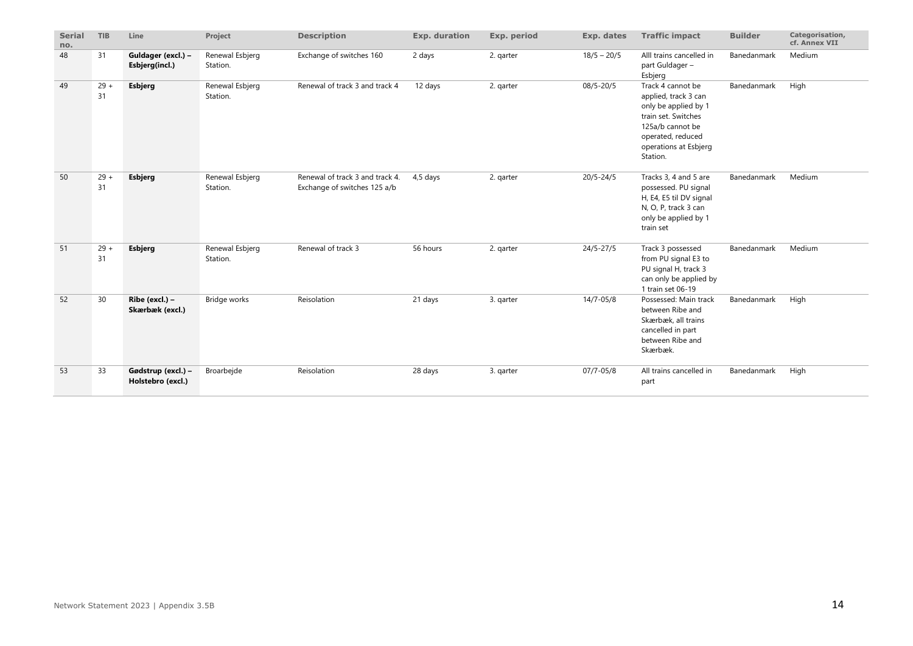| Serial no. | TIB | Line | Project | Description | Exp. duration | Exp. period | Exp. dates | Traffic impact | Builder | Categorisation, cf. Annex VII |
|---|---|---|---|---|---|---|---|---|---|---|
| 48 | 31 | **Guldager (excl.) – Esbjerg(incl.)** | Renewal Esbjerg Station. | Exchange of switches 160 | 2 days | 2. qarter | 18/5 – 20/5 | Alll trains cancelled in part Guldager – Esbjerg | Banedanmark | Medium |
| 49 | 29 + 31 | **Esbjerg** | Renewal Esbjerg Station. | Renewal of track 3 and track 4 | 12 days | 2. qarter | 08/5-20/5 | Track 4 cannot be applied, track 3 can only be applied by 1 train set. Switches 125a/b cannot be operated, reduced operations at Esbjerg Station. | Banedanmark | High |
| 50 | 29 + 31 | **Esbjerg** | Renewal Esbjerg Station. | Renewal of track 3 and track 4. Exchange of switches 125 a/b | 4,5 days | 2. qarter | 20/5-24/5 | Tracks 3, 4 and 5 are possessed. PU signal H, E4, E5 til DV signal N, O, P, track 3 can only be applied by 1 train set | Banedanmark | Medium |
| 51 | 29 + 31 | **Esbjerg** | Renewal Esbjerg Station. | Renewal of track 3 | 56 hours | 2. qarter | 24/5-27/5 | Track 3 possessed from PU signal E3 to PU signal H, track 3 can only be applied by 1 train set 06-19 | Banedanmark | Medium |
| 52 | 30 | **Ribe (excl.) – Skærbæk (excl.)** | Bridge works | Reisolation | 21 days | 3. qarter | 14/7-05/8 | Possessed: Main track between Ribe and Skærbæk, all trains cancelled in part between Ribe and Skærbæk. | Banedanmark | High |
| 53 | 33 | **Gødstrup (excl.) – Holstebro (excl.)** | Broarbejde | Reisolation | 28 days | 3. qarter | 07/7-05/8 | All trains cancelled in part | Banedanmark | High |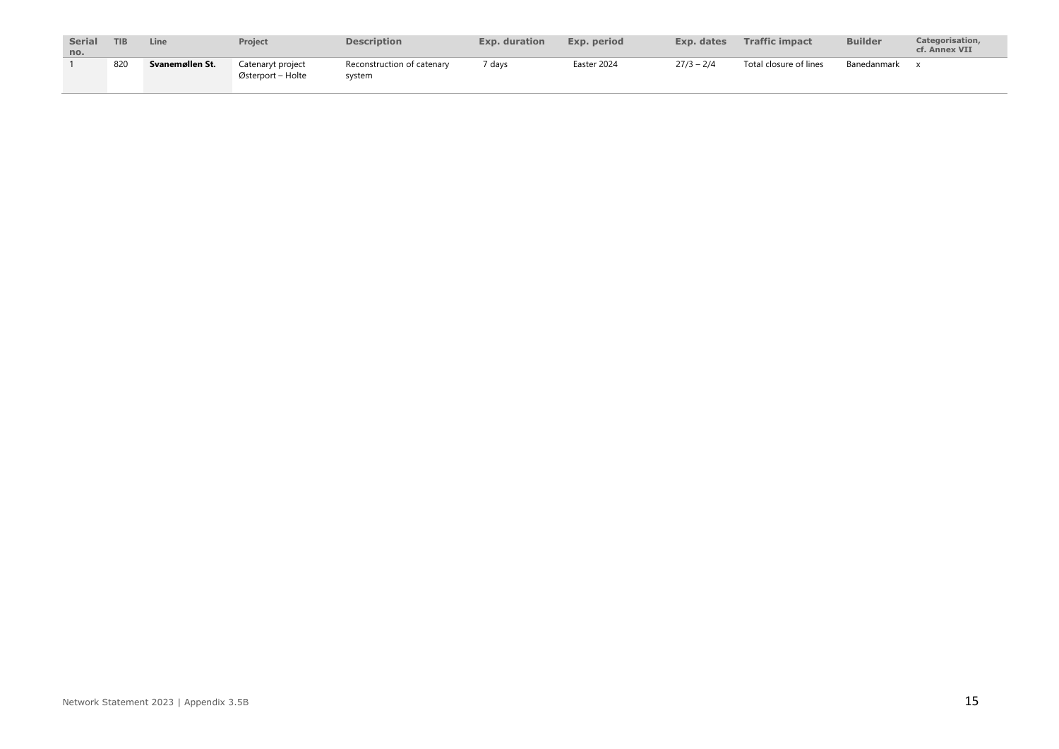| Serial no. | TIB | Line | Project | Description | Exp. duration | Exp. period | Exp. dates | Traffic impact | Builder | Categorisation, cf. Annex VII |
|---|---|---|---|---|---|---|---|---|---|---|
| 1 | 820 | **Svanemøllen St.** | Catenaryt project Østerport – Holte | Reconstruction of catenary system | 7 days | Easter 2024 | 27/3 – 2/4 | Total closure of lines | Banedanmark | x |